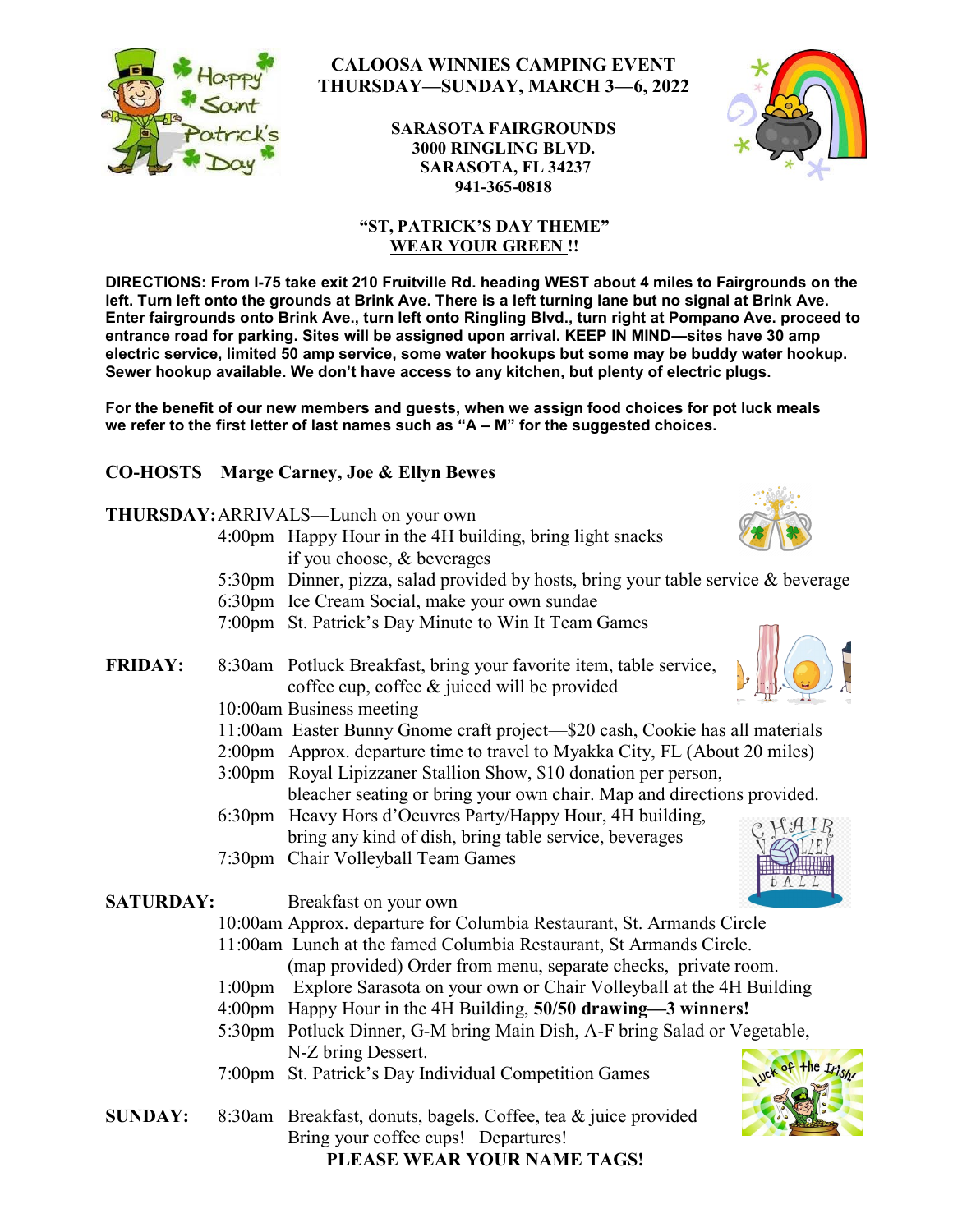# CALOOSA WINNIES CAMPING EVENT
# THURSDAY—SUNDAY, MARCH 3—6, 2022

**SARASOTA FAIRGROUNDS**
**3000 RINGLING BLVD.**
**SARASOTA, FL 34237**
**941-365-0818**

**"ST, PATRICK'S DAY THEME"**
**WEAR YOUR GREEN !!**

**DIRECTIONS: From I-75 take exit 210 Fruitville Rd. heading WEST about 4 miles to Fairgrounds on the left. Turn left onto the grounds at Brink Ave. There is a left turning lane but no signal at Brink Ave. Enter fairgrounds onto Brink Ave., turn left onto Ringling Blvd., turn right at Pompano Ave. proceed to entrance road for parking. Sites will be assigned upon arrival. KEEP IN MIND—sites have 30 amp electric service, limited 50 amp service, some water hookups but some may be buddy water hookup. Sewer hookup available. We don't have access to any kitchen, but plenty of electric plugs.**

**For the benefit of our new members and guests, when we assign food choices for pot luck meals we refer to the first letter of last names such as "A – M" for the suggested choices.**

**CO-HOSTS Marge Carney, Joe & Ellyn Bewes**

**THURSDAY:** ARRIVALS—Lunch on your own

- 4:00pm Happy Hour in the 4H building, bring light snacks if you choose, & beverages
- 5:30pm Dinner, pizza, salad provided by hosts, bring your table service & beverage
- 6:30pm Ice Cream Social, make your own sundae
- 7:00pm St. Patrick's Day Minute to Win It Team Games

**FRIDAY:**

- 8:30am Potluck Breakfast, bring your favorite item, table service, coffee cup, coffee & juiced will be provided
- 10:00am Business meeting
- 11:00am Easter Bunny Gnome craft project—$20 cash, Cookie has all materials
- 2:00pm Approx. departure time to travel to Myakka City, FL (About 20 miles)
- 3:00pm Royal Lipizzaner Stallion Show, $10 donation per person, bleacher seating or bring your own chair. Map and directions provided.
- 6:30pm Heavy Hors d'Oeuvres Party/Happy Hour, 4H building, bring any kind of dish, bring table service, beverages
- 7:30pm Chair Volleyball Team Games

**SATURDAY:** Breakfast on your own

- 10:00am Approx. departure for Columbia Restaurant, St. Armands Circle
- 11:00am Lunch at the famed Columbia Restaurant, St Armands Circle. (map provided) Order from menu, separate checks, private room.
- 1:00pm Explore Sarasota on your own or Chair Volleyball at the 4H Building
- 4:00pm Happy Hour in the 4H Building, **50/50 drawing—3 winners!**
- 5:30pm Potluck Dinner, G-M bring Main Dish, A-F bring Salad or Vegetable, N-Z bring Dessert.
- 7:00pm St. Patrick's Day Individual Competition Games

**SUNDAY:**

- 8:30am Breakfast, donuts, bagels. Coffee, tea & juice provided Bring your coffee cups! Departures!

**PLEASE WEAR YOUR NAME TAGS!**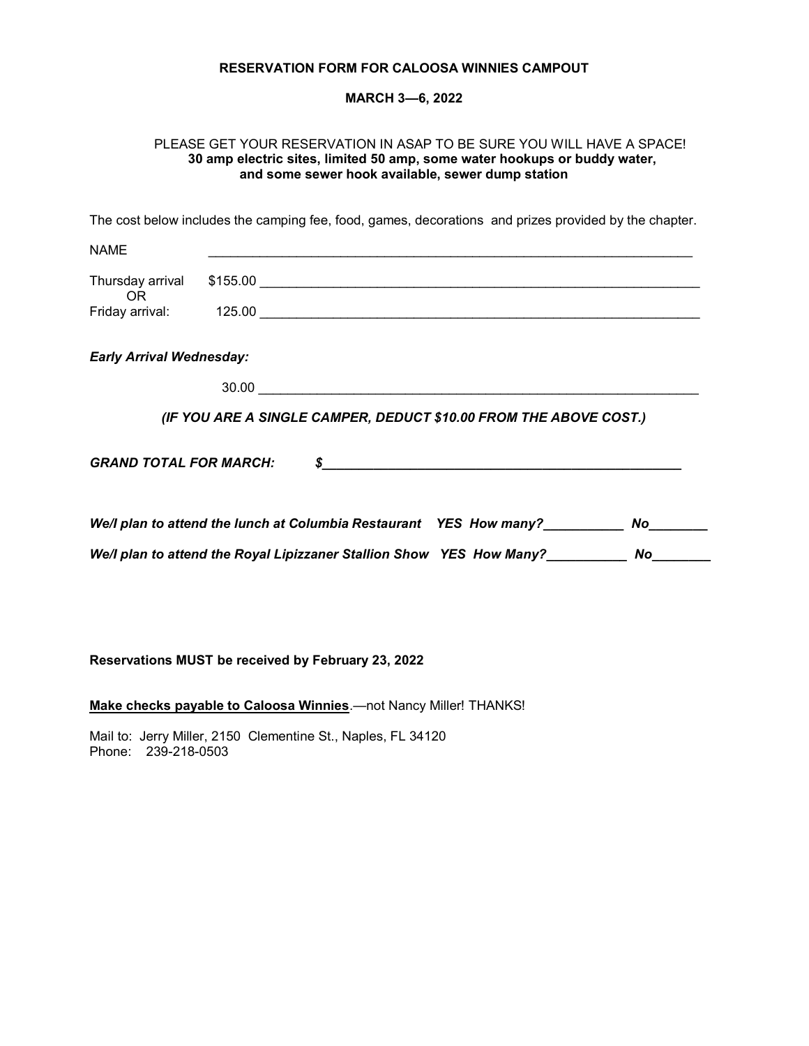**RESERVATION FORM FOR CALOOSA WINNIES CAMPOUT**

**MARCH 3—6, 2022**

PLEASE GET YOUR RESERVATION IN ASAP TO BE SURE YOU WILL HAVE A SPACE!
**30 amp electric sites, limited 50 amp, some water hookups or buddy water, and some sewer hook available, sewer dump station**

The cost below includes the camping fee, food, games, decorations and prizes provided by the chapter.

NAME ____________________________________________________________________

Thursday arrival $155.00 ____________________________________________________________
OR
Friday arrival: 125.00 ____________________________________________________________

***Early Arrival Wednesday:***

30.00 ____________________________________________________________

***(IF YOU ARE A SINGLE CAMPER, DEDUCT $10.00 FROM THE ABOVE COST.)***

***GRAND TOTAL FOR MARCH: $__________________________________________________***

***We/I plan to attend the lunch at Columbia Restaurant YES How many?___________ No________***

***We/I plan to attend the Royal Lipizzaner Stallion Show YES How Many?___________ No________***

**Reservations MUST be received by February 23, 2022**

**Make checks payable to Caloosa Winnies**.—not Nancy Miller! THANKS!

Mail to: Jerry Miller, 2150 Clementine St., Naples, FL 34120
Phone: 239-218-0503